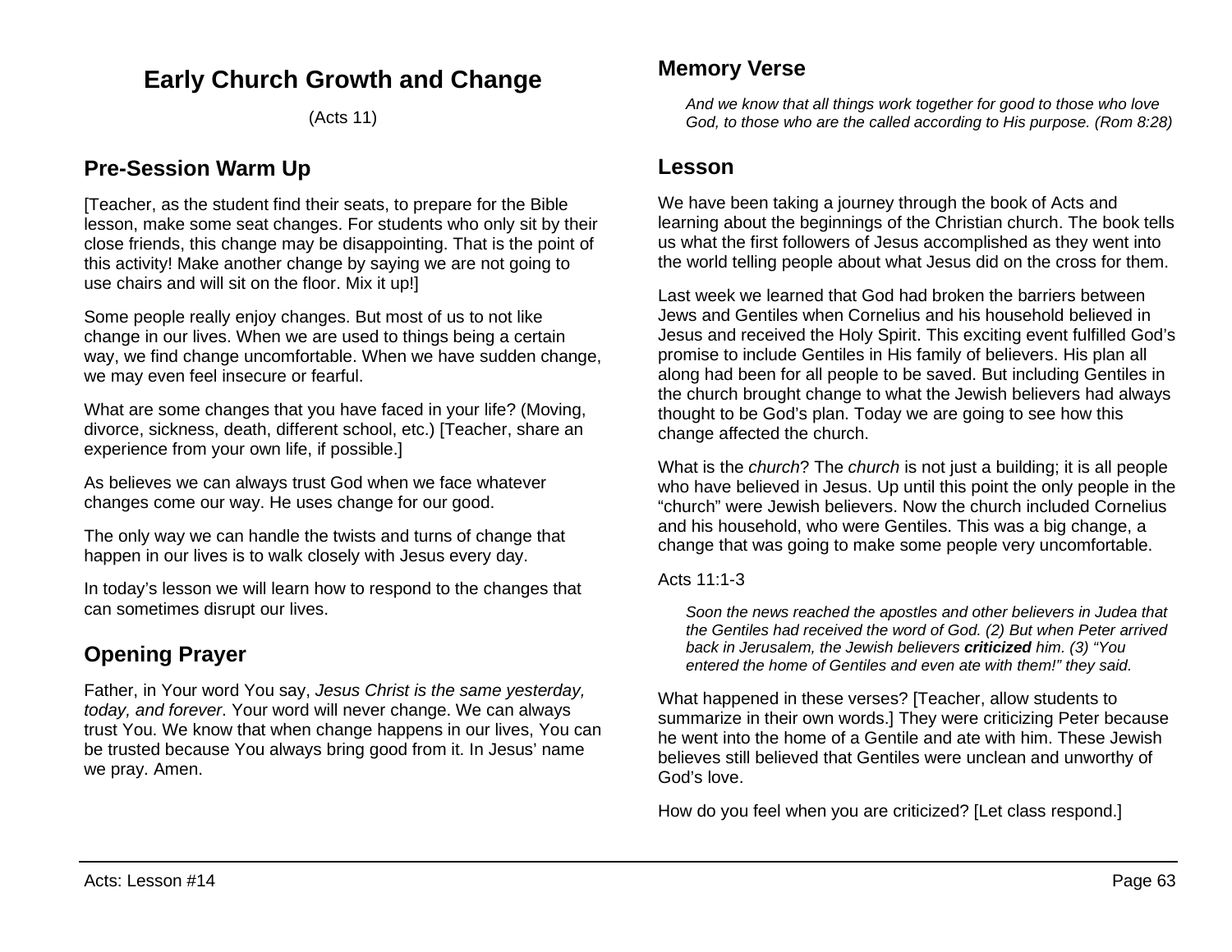# Early Church Growth and Change

(Acts 11)

## Pre-Session Warm Up

[Teacher, as the student find their seats, to prepare for the Bible lesson, make some seat changes. For students who only sit by their close friends, this change may be disappointing. That is the point of this activity! Make another change by saying we are not going to use chairs and will sit on the floor. Mix it up!]

Some people really enjoy changes. But most of us to not like change in our lives. When we are used to things being a certain way, we find change uncomfortable. When we have sudden change, we may even feel insecure or fearful.

What are some changes that you have faced in your life? (Moving, divorce, sickness, death, different school, etc.) [Teacher, share an experience from your own life, if possible.]

As believes we can always trust God when we face whatever changes come our way. He uses change for our good.

The only way we can handle the twists and turns of change that happen in our lives is to walk closely with Jesus every day.

In today's lesson we will learn how to respond to the changes that can sometimes disrupt our lives.

## Opening Prayer

Father, in Your word You say, *Jesus Christ is the same yesterday, today, and forever*. Your word will never change. We can always trust You. We know that when change happens in our lives, You can be trusted because You always bring good from it. In Jesus' name we pray. Amen.

## Memory Verse

> *And we know that all things work together for good to those who love God, to those who are the called according to His purpose. (Rom 8:28)*

## Lesson

We have been taking a journey through the book of Acts and learning about the beginnings of the Christian church. The book tells us what the first followers of Jesus accomplished as they went into the world telling people about what Jesus did on the cross for them.

Last week we learned that God had broken the barriers between Jews and Gentiles when Cornelius and his household believed in Jesus and received the Holy Spirit. This exciting event fulfilled God's promise to include Gentiles in His family of believers. His plan all along had been for all people to be saved. But including Gentiles in the church brought change to what the Jewish believers had always thought to be God's plan. Today we are going to see how this change affected the church.

What is the *church*? The *church* is not just a building; it is all people who have believed in Jesus. Up until this point the only people in the "church" were Jewish believers. Now the church included Cornelius and his household, who were Gentiles. This was a big change, a change that was going to make some people very uncomfortable.

Acts 11:1-3

> *Soon the news reached the apostles and other believers in Judea that the Gentiles had received the word of God. (2) But when Peter arrived back in Jerusalem, the Jewish believers* ***criticized*** *him. (3) "You entered the home of Gentiles and even ate with them!" they said.*

What happened in these verses? [Teacher, allow students to summarize in their own words.] They were criticizing Peter because he went into the home of a Gentile and ate with him. These Jewish believes still believed that Gentiles were unclean and unworthy of God's love.

How do you feel when you are criticized? [Let class respond.]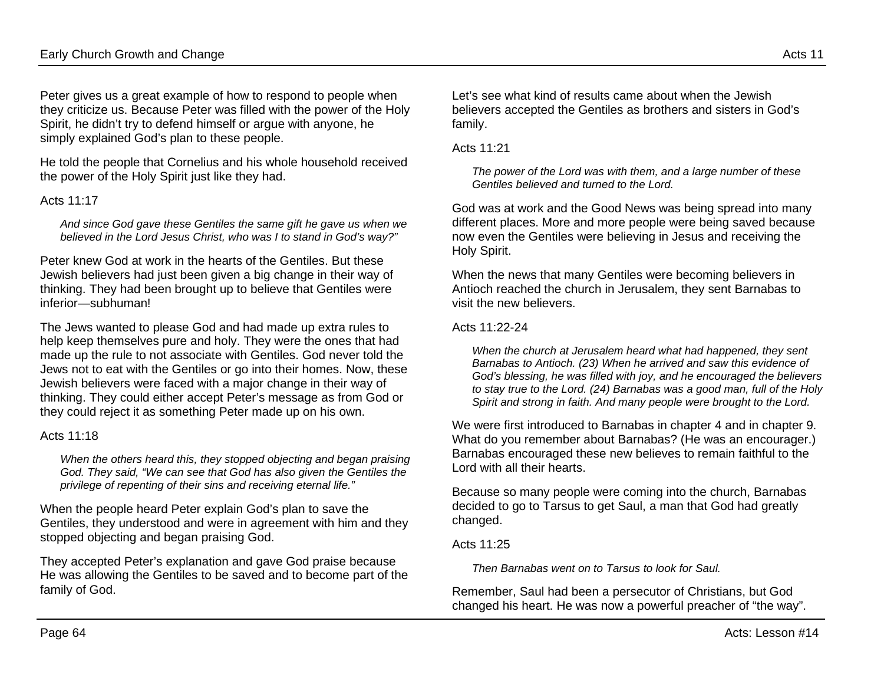Peter gives us a great example of how to respond to people when they criticize us. Because Peter was filled with the power of the Holy Spirit, he didn't try to defend himself or argue with anyone, he simply explained God's plan to these people.

He told the people that Cornelius and his whole household received the power of the Holy Spirit just like they had.

Acts 11:17

> *And since God gave these Gentiles the same gift he gave us when we believed in the Lord Jesus Christ, who was I to stand in God's way?"*

Peter knew God at work in the hearts of the Gentiles. But these Jewish believers had just been given a big change in their way of thinking. They had been brought up to believe that Gentiles were inferior—subhuman!

The Jews wanted to please God and had made up extra rules to help keep themselves pure and holy. They were the ones that had made up the rule to not associate with Gentiles. God never told the Jews not to eat with the Gentiles or go into their homes. Now, these Jewish believers were faced with a major change in their way of thinking. They could either accept Peter's message as from God or they could reject it as something Peter made up on his own.

Acts 11:18

> *When the others heard this, they stopped objecting and began praising God. They said, "We can see that God has also given the Gentiles the privilege of repenting of their sins and receiving eternal life."*

When the people heard Peter explain God's plan to save the Gentiles, they understood and were in agreement with him and they stopped objecting and began praising God.

They accepted Peter's explanation and gave God praise because He was allowing the Gentiles to be saved and to become part of the family of God.

Let's see what kind of results came about when the Jewish believers accepted the Gentiles as brothers and sisters in God's family.

Acts 11:21

> *The power of the Lord was with them, and a large number of these Gentiles believed and turned to the Lord.*

God was at work and the Good News was being spread into many different places. More and more people were being saved because now even the Gentiles were believing in Jesus and receiving the Holy Spirit.

When the news that many Gentiles were becoming believers in Antioch reached the church in Jerusalem, they sent Barnabas to visit the new believers.

Acts 11:22-24

> *When the church at Jerusalem heard what had happened, they sent Barnabas to Antioch. (23) When he arrived and saw this evidence of God's blessing, he was filled with joy, and he encouraged the believers to stay true to the Lord. (24) Barnabas was a good man, full of the Holy Spirit and strong in faith. And many people were brought to the Lord.*

We were first introduced to Barnabas in chapter 4 and in chapter 9. What do you remember about Barnabas? (He was an encourager.) Barnabas encouraged these new believes to remain faithful to the Lord with all their hearts.

Because so many people were coming into the church, Barnabas decided to go to Tarsus to get Saul, a man that God had greatly changed.

Acts 11:25

> *Then Barnabas went on to Tarsus to look for Saul.*

Remember, Saul had been a persecutor of Christians, but God changed his heart. He was now a powerful preacher of "the way".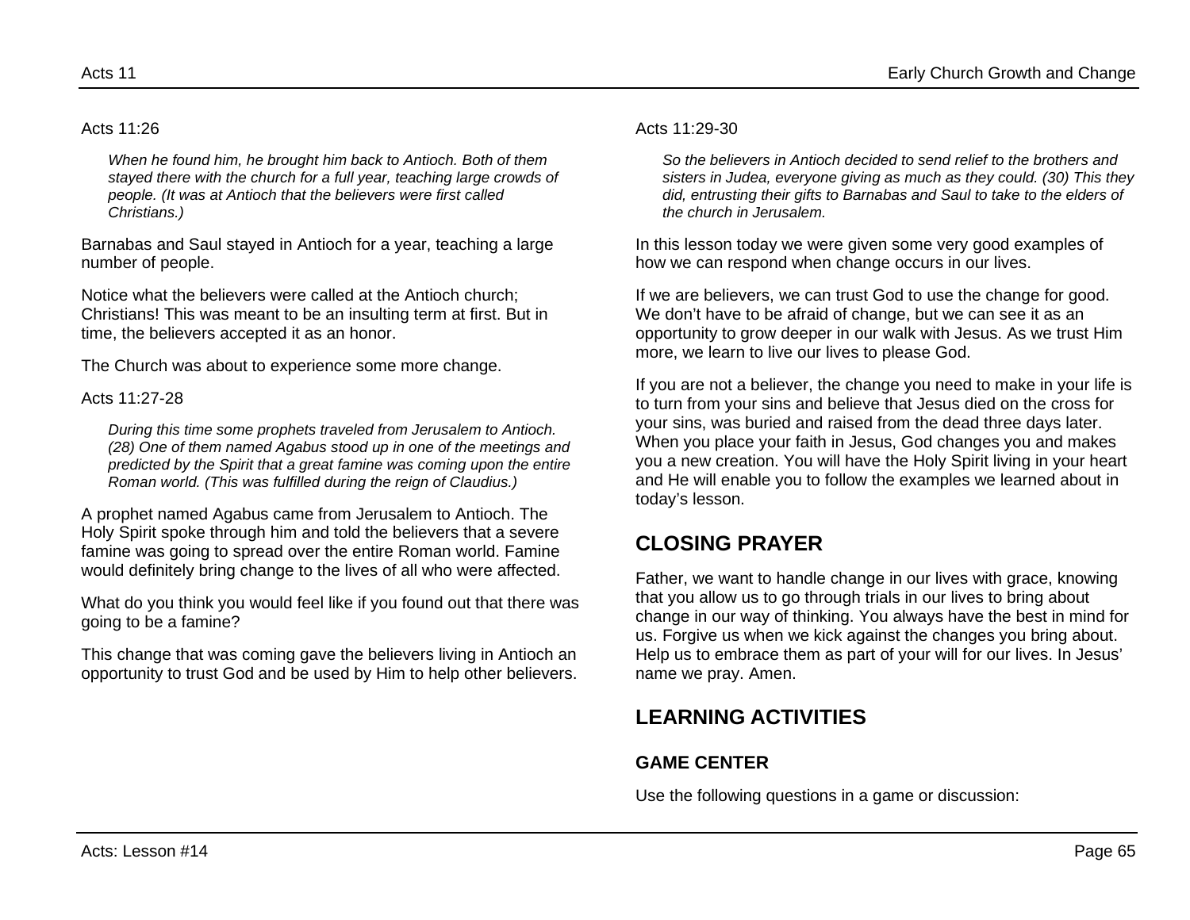Acts 11:26

> *When he found him, he brought him back to Antioch. Both of them stayed there with the church for a full year, teaching large crowds of people. (It was at Antioch that the believers were first called Christians.)*

Barnabas and Saul stayed in Antioch for a year, teaching a large number of people.

Notice what the believers were called at the Antioch church; Christians! This was meant to be an insulting term at first. But in time, the believers accepted it as an honor.

The Church was about to experience some more change.

Acts 11:27-28

> *During this time some prophets traveled from Jerusalem to Antioch. (28) One of them named Agabus stood up in one of the meetings and predicted by the Spirit that a great famine was coming upon the entire Roman world. (This was fulfilled during the reign of Claudius.)*

A prophet named Agabus came from Jerusalem to Antioch. The Holy Spirit spoke through him and told the believers that a severe famine was going to spread over the entire Roman world. Famine would definitely bring change to the lives of all who were affected.

What do you think you would feel like if you found out that there was going to be a famine?

This change that was coming gave the believers living in Antioch an opportunity to trust God and be used by Him to help other believers.

Acts 11:29-30

> *So the believers in Antioch decided to send relief to the brothers and sisters in Judea, everyone giving as much as they could. (30) This they did, entrusting their gifts to Barnabas and Saul to take to the elders of the church in Jerusalem.*

In this lesson today we were given some very good examples of how we can respond when change occurs in our lives.

If we are believers, we can trust God to use the change for good. We don't have to be afraid of change, but we can see it as an opportunity to grow deeper in our walk with Jesus. As we trust Him more, we learn to live our lives to please God.

If you are not a believer, the change you need to make in your life is to turn from your sins and believe that Jesus died on the cross for your sins, was buried and raised from the dead three days later. When you place your faith in Jesus, God changes you and makes you a new creation. You will have the Holy Spirit living in your heart and He will enable you to follow the examples we learned about in today's lesson.

## CLOSING PRAYER

Father, we want to handle change in our lives with grace, knowing that you allow us to go through trials in our lives to bring about change in our way of thinking. You always have the best in mind for us. Forgive us when we kick against the changes you bring about. Help us to embrace them as part of your will for our lives. In Jesus' name we pray. Amen.

## LEARNING ACTIVITIES

### GAME CENTER

Use the following questions in a game or discussion: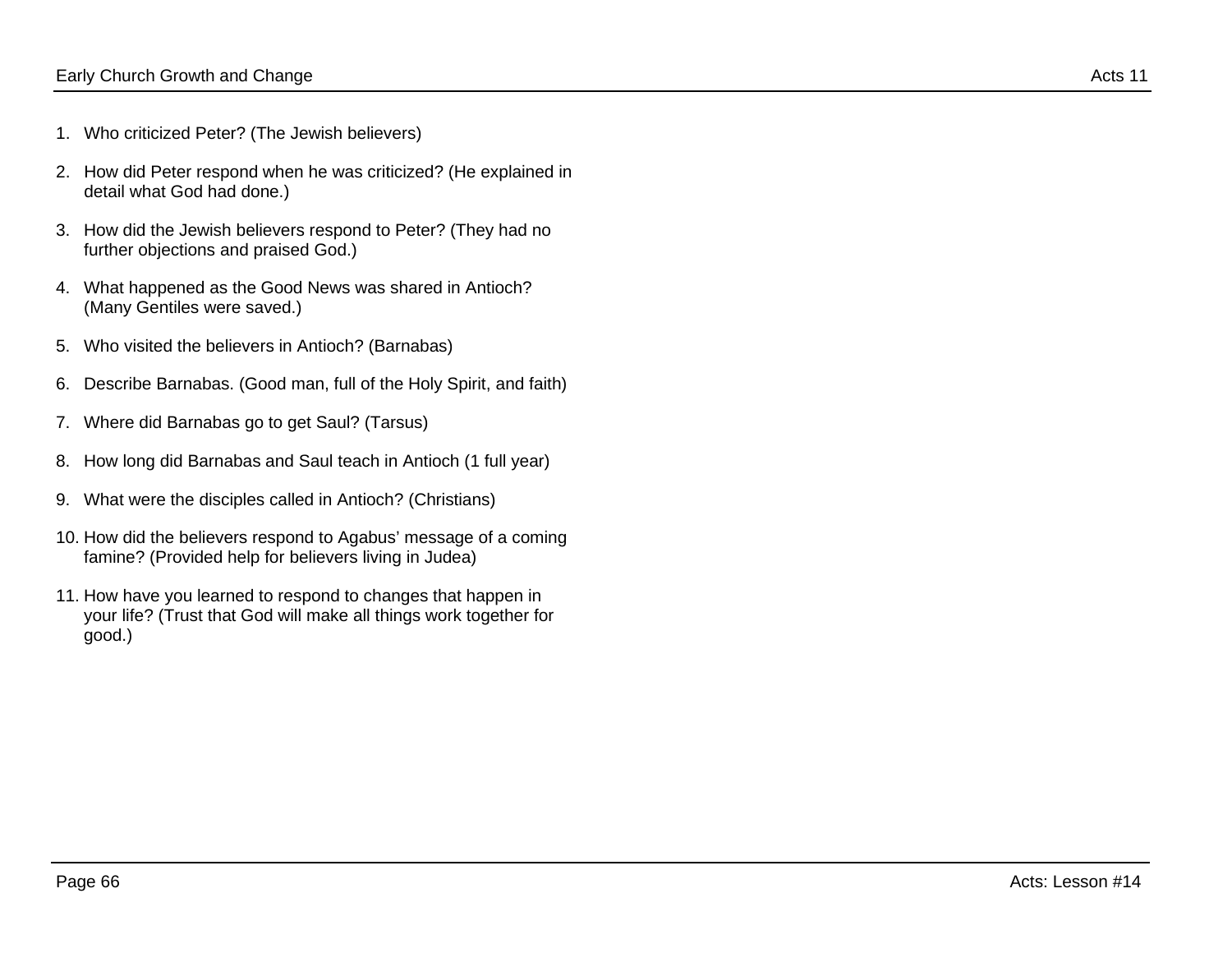1. Who criticized Peter? (The Jewish believers)

2. How did Peter respond when he was criticized? (He explained in detail what God had done.)

3. How did the Jewish believers respond to Peter? (They had no further objections and praised God.)

4. What happened as the Good News was shared in Antioch? (Many Gentiles were saved.)

5. Who visited the believers in Antioch? (Barnabas)

6. Describe Barnabas. (Good man, full of the Holy Spirit, and faith)

7. Where did Barnabas go to get Saul? (Tarsus)

8. How long did Barnabas and Saul teach in Antioch (1 full year)

9. What were the disciples called in Antioch? (Christians)

10. How did the believers respond to Agabus' message of a coming famine? (Provided help for believers living in Judea)

11. How have you learned to respond to changes that happen in your life? (Trust that God will make all things work together for good.)